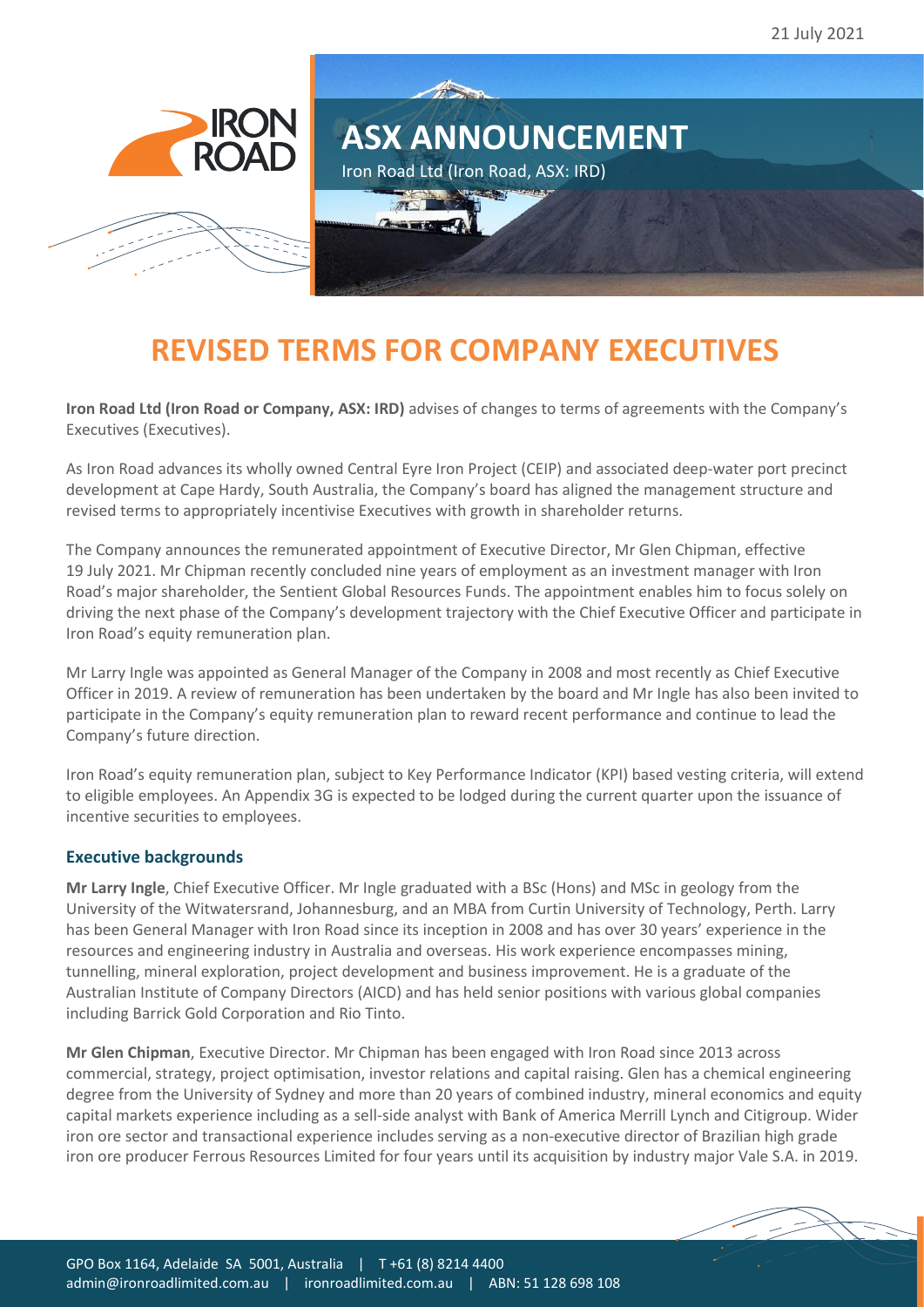21 July 2021

# ASX ANNOUNCEMENT

Iron Road Ltd (Iron Road, ASX: IRD)

# REVISED TERMS FOR COMPANY EXECUTIVES

**Iron Road Ltd (Iron Road or Company, ASX: IRD)** advises of changes to terms of agreements with the Company's Executives (Executives).

As Iron Road advances its wholly owned Central Eyre Iron Project (CEIP) and associated deep-water port precinct development at Cape Hardy, South Australia, the Company's board has aligned the management structure and revised terms to appropriately incentivise Executives with growth in shareholder returns.

The Company announces the remunerated appointment of Executive Director, Mr Glen Chipman, effective 19 July 2021. Mr Chipman recently concluded nine years of employment as an investment manager with Iron Road's major shareholder, the Sentient Global Resources Funds. The appointment enables him to focus solely on driving the next phase of the Company's development trajectory with the Chief Executive Officer and participate in Iron Road's equity remuneration plan.

Mr Larry Ingle was appointed as General Manager of the Company in 2008 and most recently as Chief Executive Officer in 2019. A review of remuneration has been undertaken by the board and Mr Ingle has also been invited to participate in the Company's equity remuneration plan to reward recent performance and continue to lead the Company's future direction.

Iron Road's equity remuneration plan, subject to Key Performance Indicator (KPI) based vesting criteria, will extend to eligible employees. An Appendix 3G is expected to be lodged during the current quarter upon the issuance of incentive securities to employees.

## Executive backgrounds

**Mr Larry Ingle**, Chief Executive Officer. Mr Ingle graduated with a BSc (Hons) and MSc in geology from the University of the Witwatersrand, Johannesburg, and an MBA from Curtin University of Technology, Perth. Larry has been General Manager with Iron Road since its inception in 2008 and has over 30 years' experience in the resources and engineering industry in Australia and overseas. His work experience encompasses mining, tunnelling, mineral exploration, project development and business improvement. He is a graduate of the Australian Institute of Company Directors (AICD) and has held senior positions with various global companies including Barrick Gold Corporation and Rio Tinto.

**Mr Glen Chipman**, Executive Director. Mr Chipman has been engaged with Iron Road since 2013 across commercial, strategy, project optimisation, investor relations and capital raising. Glen has a chemical engineering degree from the University of Sydney and more than 20 years of combined industry, mineral economics and equity capital markets experience including as a sell-side analyst with Bank of America Merrill Lynch and Citigroup. Wider iron ore sector and transactional experience includes serving as a non-executive director of Brazilian high grade iron ore producer Ferrous Resources Limited for four years until its acquisition by industry major Vale S.A. in 2019.

GPO Box 1164, Adelaide SA 5001, Australia | T +61 (8) 8214 4400
admin@ironroadlimited.com.au | ironroadlimited.com.au | ABN: 51 128 698 108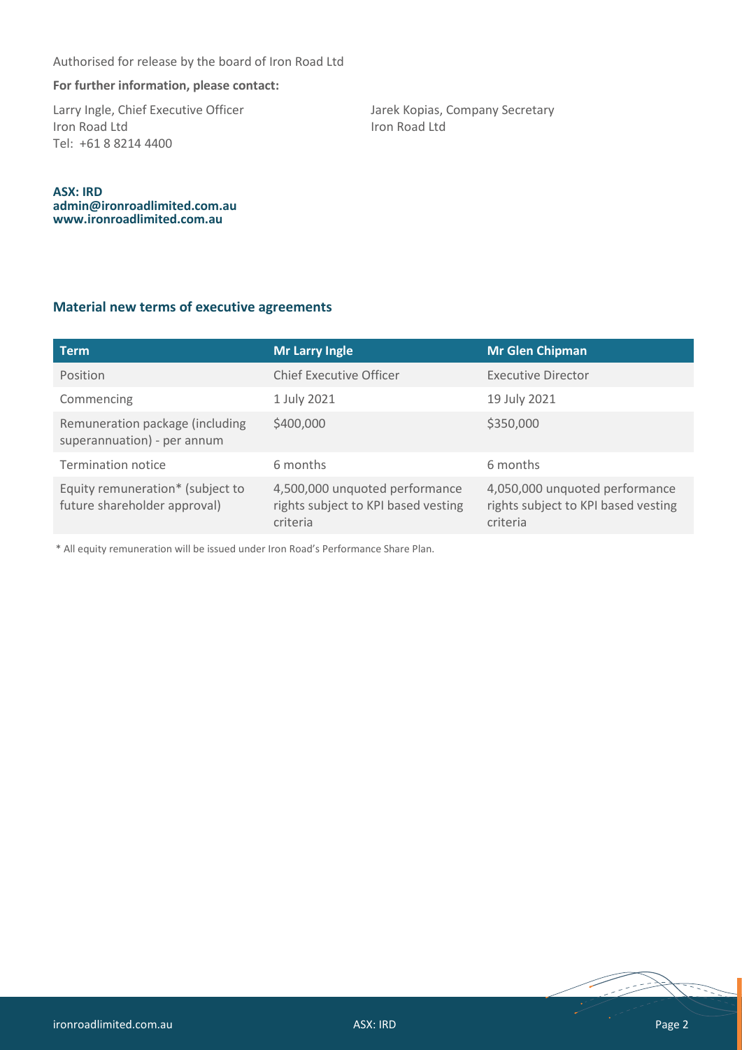Authorised for release by the board of Iron Road Ltd

**For further information, please contact:**

Larry Ingle, Chief Executive Officer
Iron Road Ltd
Tel: +61 8 8214 4400

Jarek Kopias, Company Secretary
Iron Road Ltd

**ASX: IRD**
**admin@ironroadlimited.com.au**
**www.ironroadlimited.com.au**

## Material new terms of executive agreements

| Term | Mr Larry Ingle | Mr Glen Chipman |
|---|---|---|
| Position | Chief Executive Officer | Executive Director |
| Commencing | 1 July 2021 | 19 July 2021 |
| Remuneration package (including superannuation) - per annum | $400,000 | $350,000 |
| Termination notice | 6 months | 6 months |
| Equity remuneration* (subject to future shareholder approval) | 4,500,000 unquoted performance rights subject to KPI based vesting criteria | 4,050,000 unquoted performance rights subject to KPI based vesting criteria |

* All equity remuneration will be issued under Iron Road's Performance Share Plan.